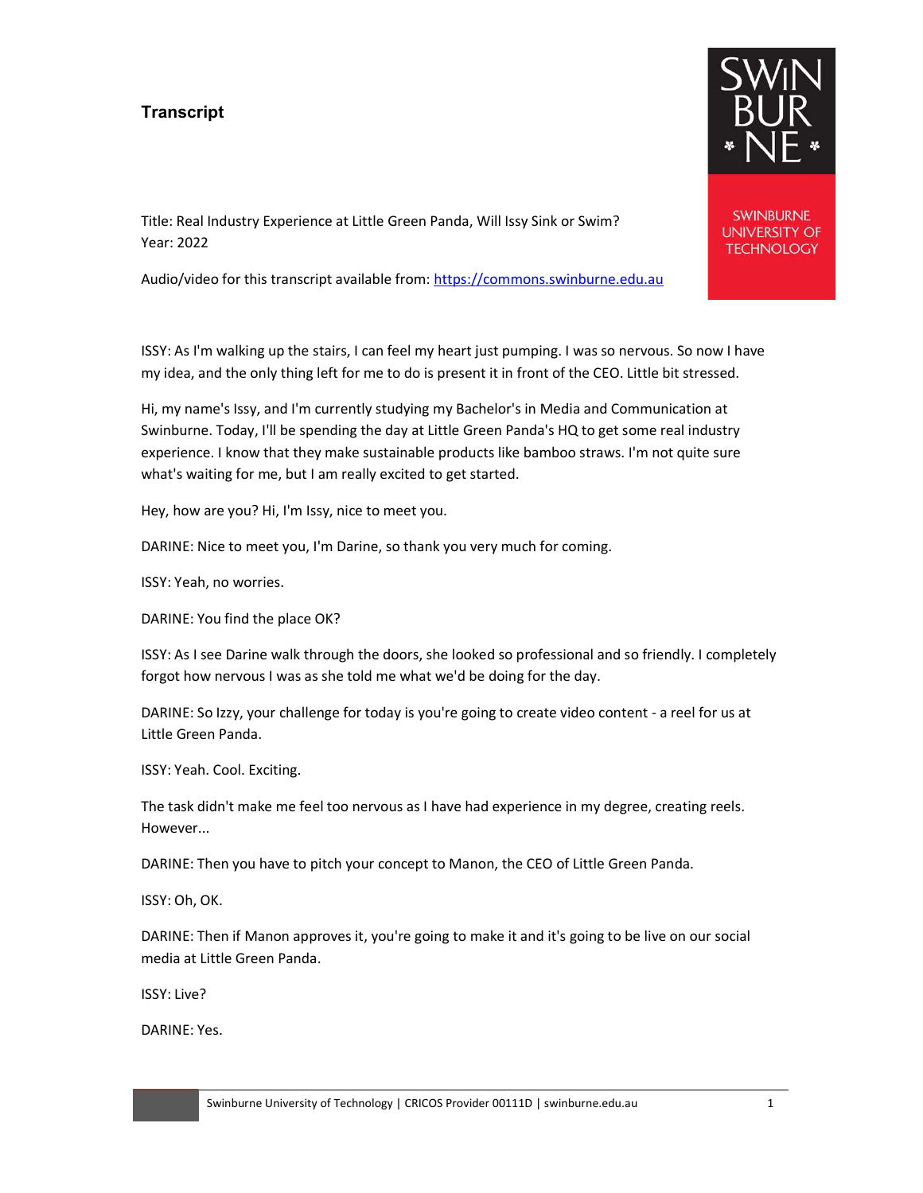# Transcript

Title: Real Industry Experience at Little Green Panda, Will Issy Sink or Swim?
Year: 2022

Audio/video for this transcript available from: [https://commons.swinburne.edu.au](https://commons.swinburne.edu.au)

ISSY: As I'm walking up the stairs, I can feel my heart just pumping. I was so nervous. So now I have my idea, and the only thing left for me to do is present it in front of the CEO. Little bit stressed.

Hi, my name's Issy, and I'm currently studying my Bachelor's in Media and Communication at Swinburne. Today, I'll be spending the day at Little Green Panda's HQ to get some real industry experience. I know that they make sustainable products like bamboo straws. I'm not quite sure what's waiting for me, but I am really excited to get started.

Hey, how are you? Hi, I'm Issy, nice to meet you.

DARINE: Nice to meet you, I'm Darine, so thank you very much for coming.

ISSY: Yeah, no worries.

DARINE: You find the place OK?

ISSY: As I see Darine walk through the doors, she looked so professional and so friendly. I completely forgot how nervous I was as she told me what we'd be doing for the day.

DARINE: So Izzy, your challenge for today is you're going to create video content - a reel for us at Little Green Panda.

ISSY: Yeah. Cool. Exciting.

The task didn't make me feel too nervous as I have had experience in my degree, creating reels. However...

DARINE: Then you have to pitch your concept to Manon, the CEO of Little Green Panda.

ISSY: Oh, OK.

DARINE: Then if Manon approves it, you're going to make it and it's going to be live on our social media at Little Green Panda.

ISSY: Live?

DARINE: Yes.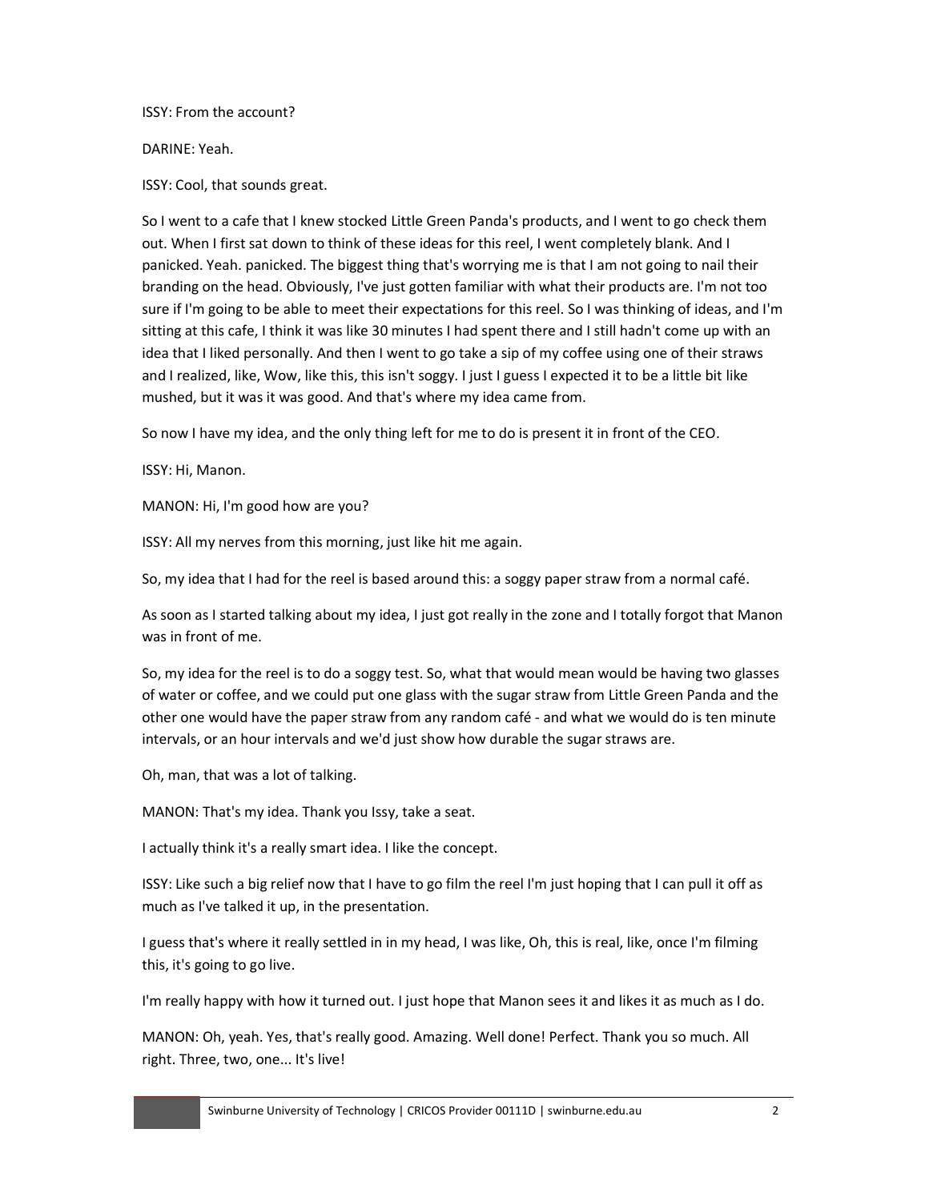ISSY: From the account?

DARINE: Yeah.

ISSY: Cool, that sounds great.

So I went to a cafe that I knew stocked Little Green Panda's products, and I went to go check them out. When I first sat down to think of these ideas for this reel, I went completely blank. And I panicked. Yeah. panicked. The biggest thing that's worrying me is that I am not going to nail their branding on the head. Obviously, I've just gotten familiar with what their products are. I'm not too sure if I'm going to be able to meet their expectations for this reel. So I was thinking of ideas, and I'm sitting at this cafe, I think it was like 30 minutes I had spent there and I still hadn't come up with an idea that I liked personally. And then I went to go take a sip of my coffee using one of their straws and I realized, like, Wow, like this, this isn't soggy. I just I guess I expected it to be a little bit like mushed, but it was it was good. And that's where my idea came from.

So now I have my idea, and the only thing left for me to do is present it in front of the CEO.

ISSY: Hi, Manon.

MANON: Hi, I'm good how are you?

ISSY: All my nerves from this morning, just like hit me again.

So, my idea that I had for the reel is based around this: a soggy paper straw from a normal café.

As soon as I started talking about my idea, I just got really in the zone and I totally forgot that Manon was in front of me.

So, my idea for the reel is to do a soggy test. So, what that would mean would be having two glasses of water or coffee, and we could put one glass with the sugar straw from Little Green Panda and the other one would have the paper straw from any random café - and what we would do is ten minute intervals, or an hour intervals and we'd just show how durable the sugar straws are.

Oh, man, that was a lot of talking.

MANON: That's my idea. Thank you Issy, take a seat.

I actually think it's a really smart idea. I like the concept.

ISSY: Like such a big relief now that I have to go film the reel I'm just hoping that I can pull it off as much as I've talked it up, in the presentation.

I guess that's where it really settled in in my head, I was like, Oh, this is real, like, once I'm filming this, it's going to go live.

I'm really happy with how it turned out. I just hope that Manon sees it and likes it as much as I do.

MANON: Oh, yeah. Yes, that's really good. Amazing. Well done! Perfect. Thank you so much. All right. Three, two, one... It's live!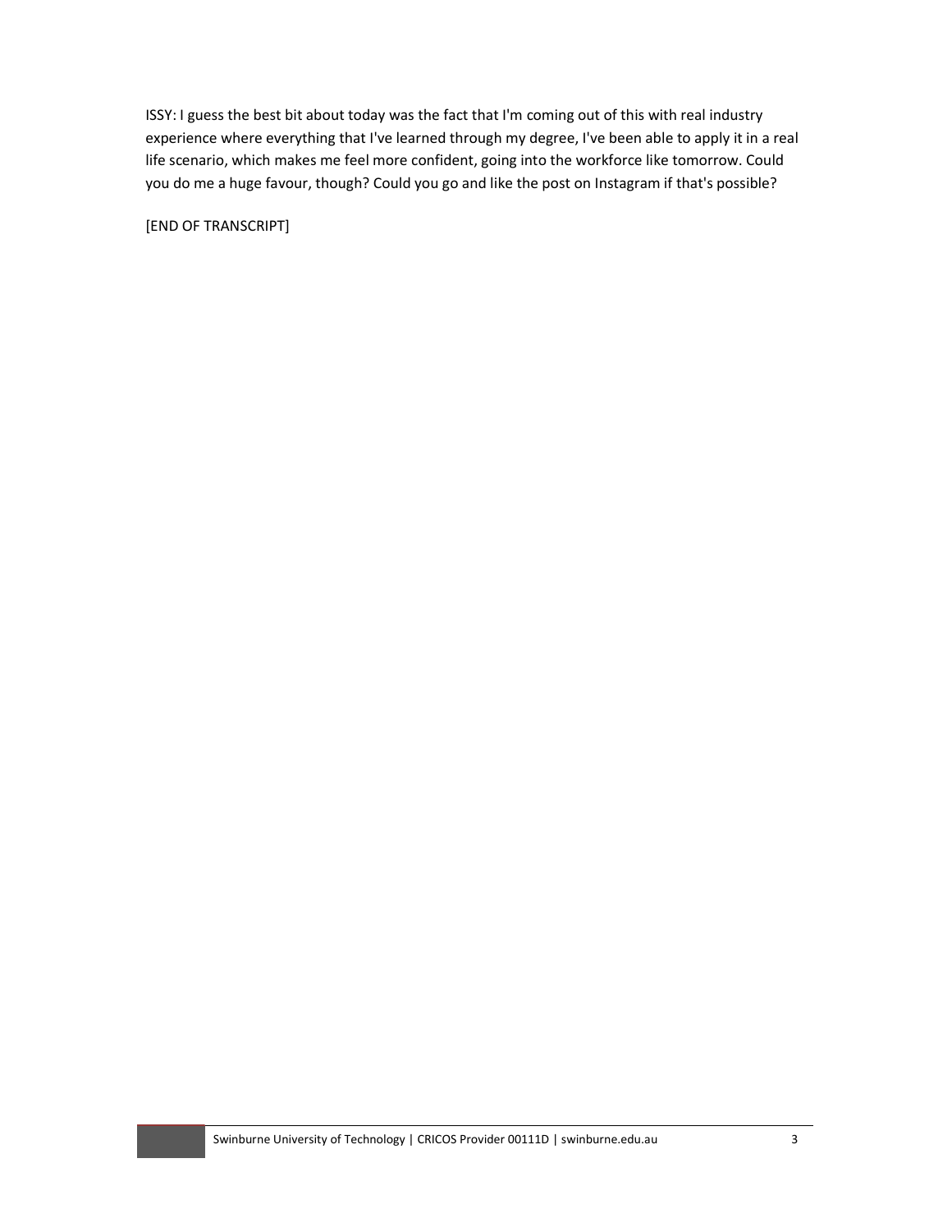ISSY: I guess the best bit about today was the fact that I'm coming out of this with real industry experience where everything that I've learned through my degree, I've been able to apply it in a real life scenario, which makes me feel more confident, going into the workforce like tomorrow. Could you do me a huge favour, though? Could you go and like the post on Instagram if that's possible?

[END OF TRANSCRIPT]